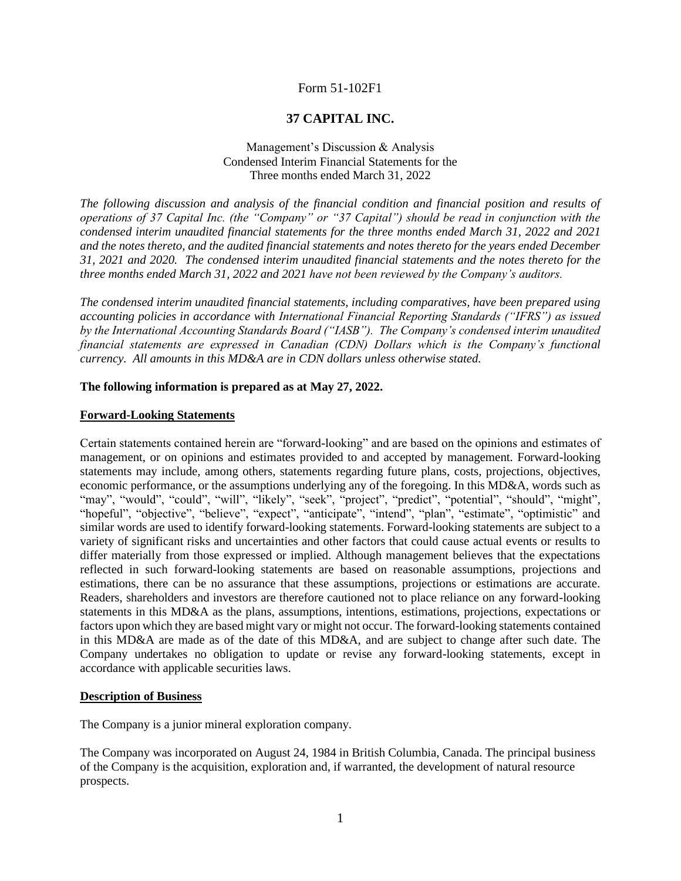Form 51-102F1

# 37 CAPITAL INC.

Management's Discussion & Analysis
Condensed Interim Financial Statements for the
Three months ended March 31, 2022

*The following discussion and analysis of the financial condition and financial position and results of operations of 37 Capital Inc. (the "Company" or "37 Capital") should be read in conjunction with the condensed interim unaudited financial statements for the three months ended March 31, 2022 and 2021 and the notes thereto, and the audited financial statements and notes thereto for the years ended December 31, 2021 and 2020. The condensed interim unaudited financial statements and the notes thereto for the three months ended March 31, 2022 and 2021 have not been reviewed by the Company's auditors.*

*The condensed interim unaudited financial statements, including comparatives, have been prepared using accounting policies in accordance with International Financial Reporting Standards ("IFRS") as issued by the International Accounting Standards Board ("IASB"). The Company's condensed interim unaudited financial statements are expressed in Canadian (CDN) Dollars which is the Company's functional currency. All amounts in this MD&A are in CDN dollars unless otherwise stated.*

**The following information is prepared as at May 27, 2022.**

## Forward-Looking Statements

Certain statements contained herein are "forward-looking" and are based on the opinions and estimates of management, or on opinions and estimates provided to and accepted by management. Forward-looking statements may include, among others, statements regarding future plans, costs, projections, objectives, economic performance, or the assumptions underlying any of the foregoing. In this MD&A, words such as "may", "would", "could", "will", "likely", "seek", "project", "predict", "potential", "should", "might", "hopeful", "objective", "believe", "expect", "anticipate", "intend", "plan", "estimate", "optimistic" and similar words are used to identify forward-looking statements. Forward-looking statements are subject to a variety of significant risks and uncertainties and other factors that could cause actual events or results to differ materially from those expressed or implied. Although management believes that the expectations reflected in such forward-looking statements are based on reasonable assumptions, projections and estimations, there can be no assurance that these assumptions, projections or estimations are accurate. Readers, shareholders and investors are therefore cautioned not to place reliance on any forward-looking statements in this MD&A as the plans, assumptions, intentions, estimations, projections, expectations or factors upon which they are based might vary or might not occur. The forward-looking statements contained in this MD&A are made as of the date of this MD&A, and are subject to change after such date. The Company undertakes no obligation to update or revise any forward-looking statements, except in accordance with applicable securities laws.

## Description of Business

The Company is a junior mineral exploration company.

The Company was incorporated on August 24, 1984 in British Columbia, Canada. The principal business of the Company is the acquisition, exploration and, if warranted, the development of natural resource prospects.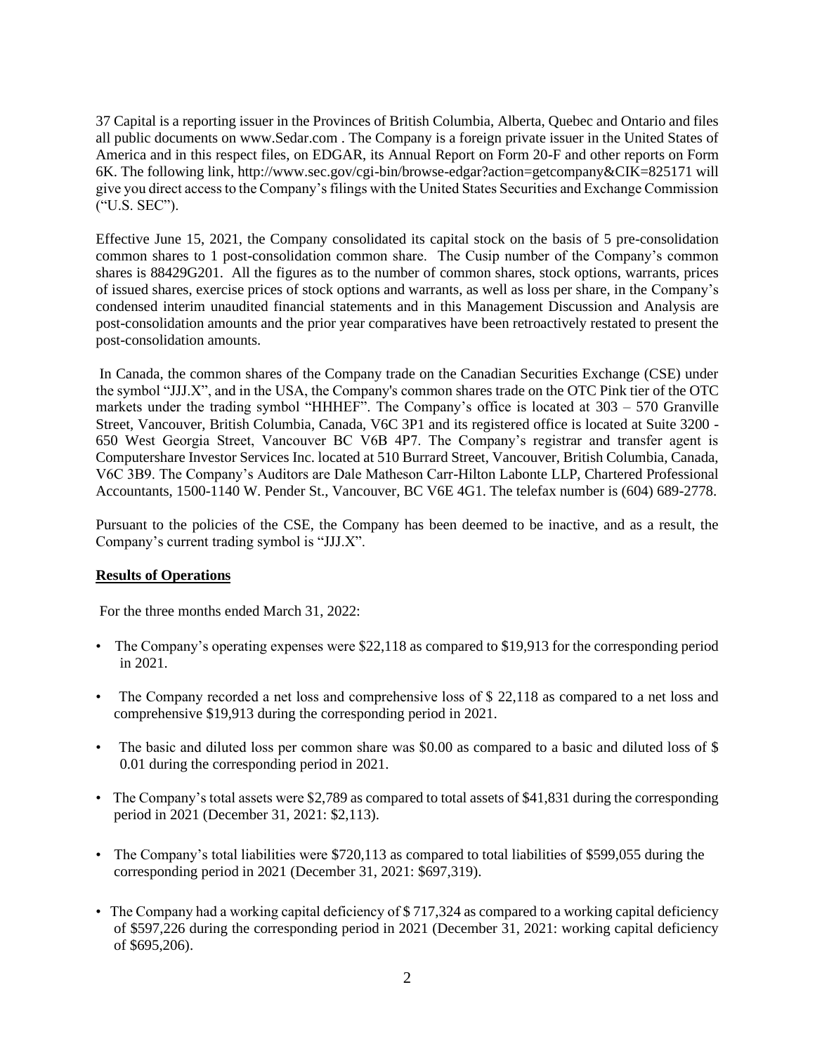37 Capital is a reporting issuer in the Provinces of British Columbia, Alberta, Quebec and Ontario and files all public documents on www.Sedar.com . The Company is a foreign private issuer in the United States of America and in this respect files, on EDGAR, its Annual Report on Form 20-F and other reports on Form 6K. The following link, http://www.sec.gov/cgi-bin/browse-edgar?action=getcompany&CIK=825171 will give you direct access to the Company's filings with the United States Securities and Exchange Commission ("U.S. SEC").

Effective June 15, 2021, the Company consolidated its capital stock on the basis of 5 pre-consolidation common shares to 1 post-consolidation common share. The Cusip number of the Company's common shares is 88429G201. All the figures as to the number of common shares, stock options, warrants, prices of issued shares, exercise prices of stock options and warrants, as well as loss per share, in the Company's condensed interim unaudited financial statements and in this Management Discussion and Analysis are post-consolidation amounts and the prior year comparatives have been retroactively restated to present the post-consolidation amounts.

In Canada, the common shares of the Company trade on the Canadian Securities Exchange (CSE) under the symbol "JJJ.X", and in the USA, the Company's common shares trade on the OTC Pink tier of the OTC markets under the trading symbol "HHHEF". The Company's office is located at 303 – 570 Granville Street, Vancouver, British Columbia, Canada, V6C 3P1 and its registered office is located at Suite 3200 - 650 West Georgia Street, Vancouver BC V6B 4P7. The Company's registrar and transfer agent is Computershare Investor Services Inc. located at 510 Burrard Street, Vancouver, British Columbia, Canada, V6C 3B9. The Company's Auditors are Dale Matheson Carr-Hilton Labonte LLP, Chartered Professional Accountants, 1500-1140 W. Pender St., Vancouver, BC V6E 4G1. The telefax number is (604) 689-2778.

Pursuant to the policies of the CSE, the Company has been deemed to be inactive, and as a result, the Company's current trading symbol is "JJJ.X".

## Results of Operations

For the three months ended March 31, 2022:

- The Company's operating expenses were $22,118 as compared to $19,913 for the corresponding period in 2021.
- The Company recorded a net loss and comprehensive loss of $ 22,118 as compared to a net loss and comprehensive $19,913 during the corresponding period in 2021.
- The basic and diluted loss per common share was $0.00 as compared to a basic and diluted loss of $ 0.01 during the corresponding period in 2021.
- The Company's total assets were $2,789 as compared to total assets of $41,831 during the corresponding period in 2021 (December 31, 2021: $2,113).
- The Company's total liabilities were $720,113 as compared to total liabilities of $599,055 during the corresponding period in 2021 (December 31, 2021: $697,319).
- The Company had a working capital deficiency of $ 717,324 as compared to a working capital deficiency of $597,226 during the corresponding period in 2021 (December 31, 2021: working capital deficiency of $695,206).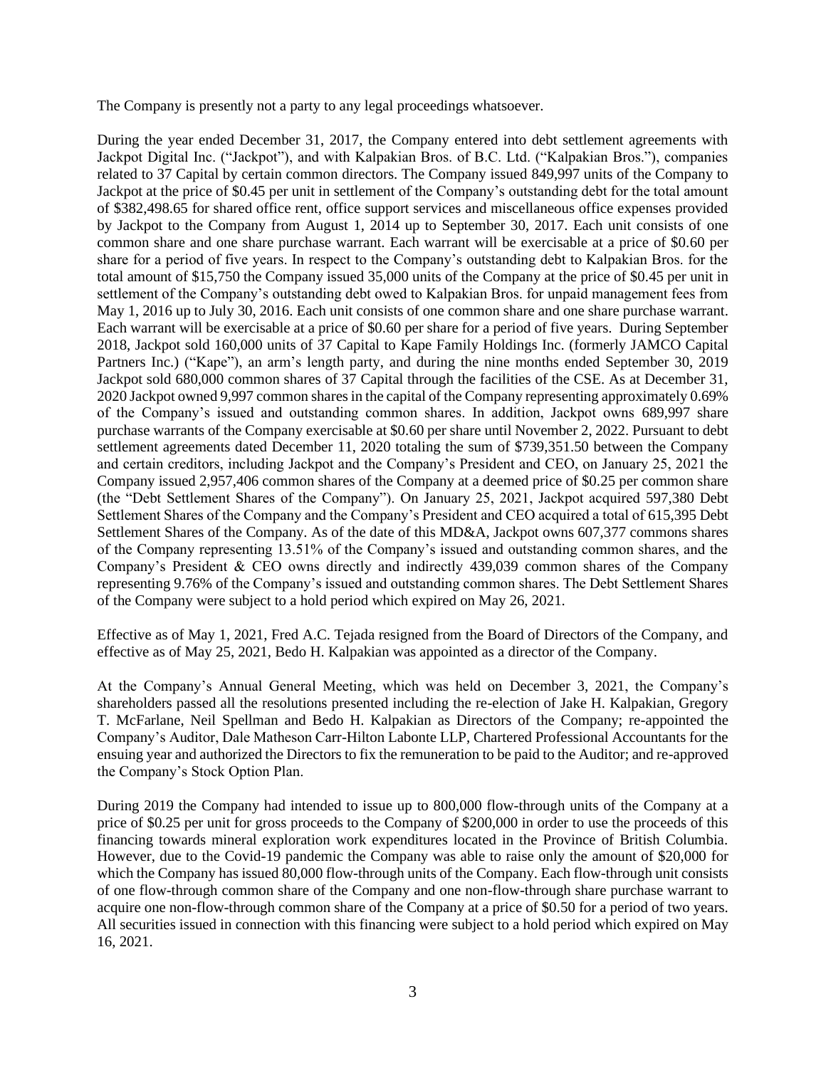The Company is presently not a party to any legal proceedings whatsoever.

During the year ended December 31, 2017, the Company entered into debt settlement agreements with Jackpot Digital Inc. ("Jackpot"), and with Kalpakian Bros. of B.C. Ltd. ("Kalpakian Bros."), companies related to 37 Capital by certain common directors. The Company issued 849,997 units of the Company to Jackpot at the price of $0.45 per unit in settlement of the Company's outstanding debt for the total amount of $382,498.65 for shared office rent, office support services and miscellaneous office expenses provided by Jackpot to the Company from August 1, 2014 up to September 30, 2017. Each unit consists of one common share and one share purchase warrant. Each warrant will be exercisable at a price of $0.60 per share for a period of five years. In respect to the Company's outstanding debt to Kalpakian Bros. for the total amount of $15,750 the Company issued 35,000 units of the Company at the price of $0.45 per unit in settlement of the Company's outstanding debt owed to Kalpakian Bros. for unpaid management fees from May 1, 2016 up to July 30, 2016. Each unit consists of one common share and one share purchase warrant. Each warrant will be exercisable at a price of $0.60 per share for a period of five years. During September 2018, Jackpot sold 160,000 units of 37 Capital to Kape Family Holdings Inc. (formerly JAMCO Capital Partners Inc.) ("Kape"), an arm's length party, and during the nine months ended September 30, 2019 Jackpot sold 680,000 common shares of 37 Capital through the facilities of the CSE. As at December 31, 2020 Jackpot owned 9,997 common shares in the capital of the Company representing approximately 0.69% of the Company's issued and outstanding common shares. In addition, Jackpot owns 689,997 share purchase warrants of the Company exercisable at $0.60 per share until November 2, 2022. Pursuant to debt settlement agreements dated December 11, 2020 totaling the sum of $739,351.50 between the Company and certain creditors, including Jackpot and the Company's President and CEO, on January 25, 2021 the Company issued 2,957,406 common shares of the Company at a deemed price of $0.25 per common share (the "Debt Settlement Shares of the Company"). On January 25, 2021, Jackpot acquired 597,380 Debt Settlement Shares of the Company and the Company's President and CEO acquired a total of 615,395 Debt Settlement Shares of the Company. As of the date of this MD&A, Jackpot owns 607,377 commons shares of the Company representing 13.51% of the Company's issued and outstanding common shares, and the Company's President & CEO owns directly and indirectly 439,039 common shares of the Company representing 9.76% of the Company's issued and outstanding common shares. The Debt Settlement Shares of the Company were subject to a hold period which expired on May 26, 2021.

Effective as of May 1, 2021, Fred A.C. Tejada resigned from the Board of Directors of the Company, and effective as of May 25, 2021, Bedo H. Kalpakian was appointed as a director of the Company.

At the Company's Annual General Meeting, which was held on December 3, 2021, the Company's shareholders passed all the resolutions presented including the re-election of Jake H. Kalpakian, Gregory T. McFarlane, Neil Spellman and Bedo H. Kalpakian as Directors of the Company; re-appointed the Company's Auditor, Dale Matheson Carr-Hilton Labonte LLP, Chartered Professional Accountants for the ensuing year and authorized the Directors to fix the remuneration to be paid to the Auditor; and re-approved the Company's Stock Option Plan.

During 2019 the Company had intended to issue up to 800,000 flow-through units of the Company at a price of $0.25 per unit for gross proceeds to the Company of $200,000 in order to use the proceeds of this financing towards mineral exploration work expenditures located in the Province of British Columbia. However, due to the Covid-19 pandemic the Company was able to raise only the amount of $20,000 for which the Company has issued 80,000 flow-through units of the Company. Each flow-through unit consists of one flow-through common share of the Company and one non-flow-through share purchase warrant to acquire one non-flow-through common share of the Company at a price of $0.50 for a period of two years. All securities issued in connection with this financing were subject to a hold period which expired on May 16, 2021.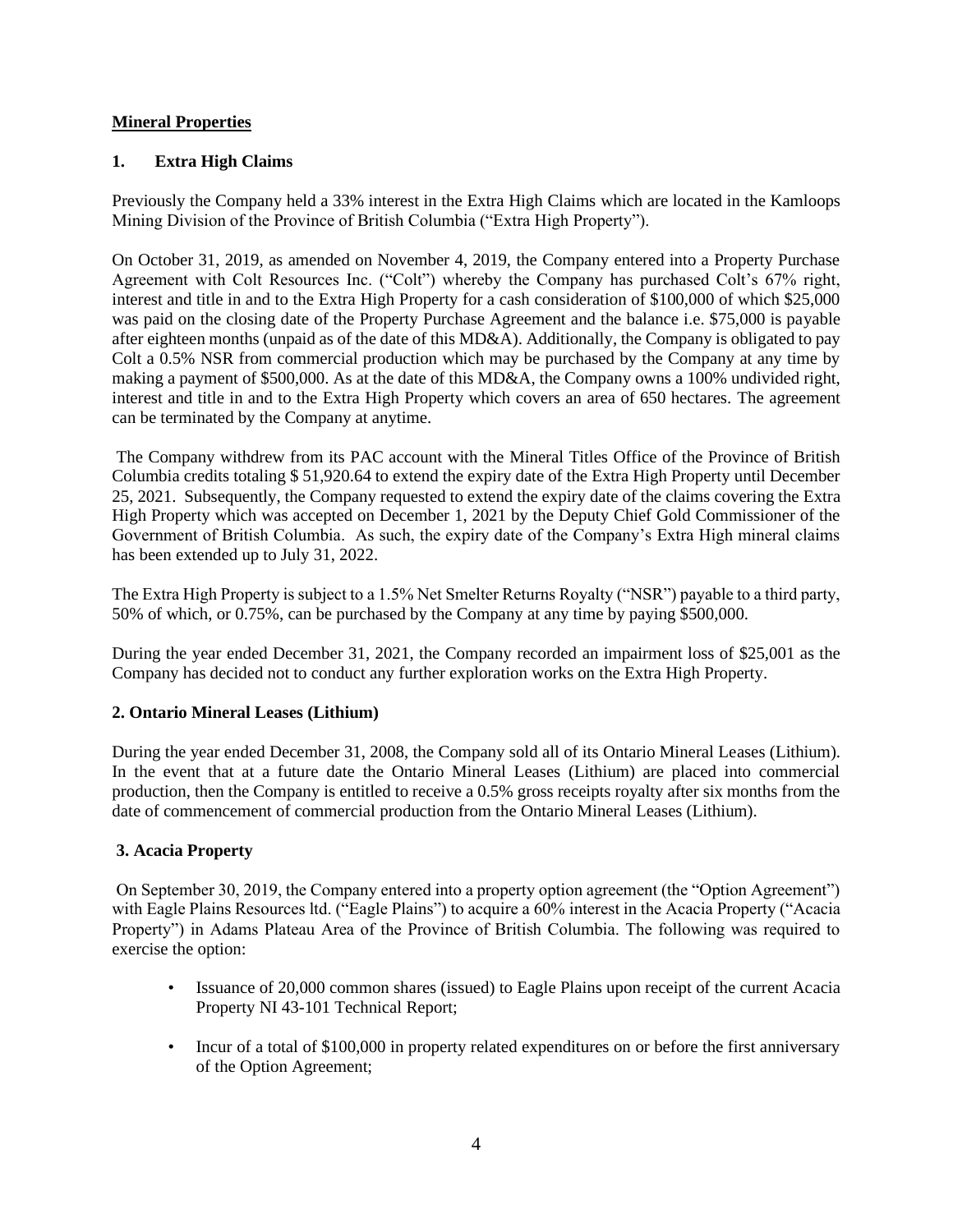## Mineral Properties

### 1. Extra High Claims

Previously the Company held a 33% interest in the Extra High Claims which are located in the Kamloops Mining Division of the Province of British Columbia ("Extra High Property").

On October 31, 2019, as amended on November 4, 2019, the Company entered into a Property Purchase Agreement with Colt Resources Inc. ("Colt") whereby the Company has purchased Colt's 67% right, interest and title in and to the Extra High Property for a cash consideration of $100,000 of which $25,000 was paid on the closing date of the Property Purchase Agreement and the balance i.e. $75,000 is payable after eighteen months (unpaid as of the date of this MD&A). Additionally, the Company is obligated to pay Colt a 0.5% NSR from commercial production which may be purchased by the Company at any time by making a payment of $500,000. As at the date of this MD&A, the Company owns a 100% undivided right, interest and title in and to the Extra High Property which covers an area of 650 hectares. The agreement can be terminated by the Company at anytime.

The Company withdrew from its PAC account with the Mineral Titles Office of the Province of British Columbia credits totaling $ 51,920.64 to extend the expiry date of the Extra High Property until December 25, 2021. Subsequently, the Company requested to extend the expiry date of the claims covering the Extra High Property which was accepted on December 1, 2021 by the Deputy Chief Gold Commissioner of the Government of British Columbia. As such, the expiry date of the Company's Extra High mineral claims has been extended up to July 31, 2022.

The Extra High Property is subject to a 1.5% Net Smelter Returns Royalty ("NSR") payable to a third party, 50% of which, or 0.75%, can be purchased by the Company at any time by paying $500,000.

During the year ended December 31, 2021, the Company recorded an impairment loss of $25,001 as the Company has decided not to conduct any further exploration works on the Extra High Property.

### 2. Ontario Mineral Leases (Lithium)

During the year ended December 31, 2008, the Company sold all of its Ontario Mineral Leases (Lithium). In the event that at a future date the Ontario Mineral Leases (Lithium) are placed into commercial production, then the Company is entitled to receive a 0.5% gross receipts royalty after six months from the date of commencement of commercial production from the Ontario Mineral Leases (Lithium).

### 3. Acacia Property

On September 30, 2019, the Company entered into a property option agreement (the "Option Agreement") with Eagle Plains Resources ltd. ("Eagle Plains") to acquire a 60% interest in the Acacia Property ("Acacia Property") in Adams Plateau Area of the Province of British Columbia. The following was required to exercise the option:

- Issuance of 20,000 common shares (issued) to Eagle Plains upon receipt of the current Acacia Property NI 43-101 Technical Report;
- Incur of a total of $100,000 in property related expenditures on or before the first anniversary of the Option Agreement;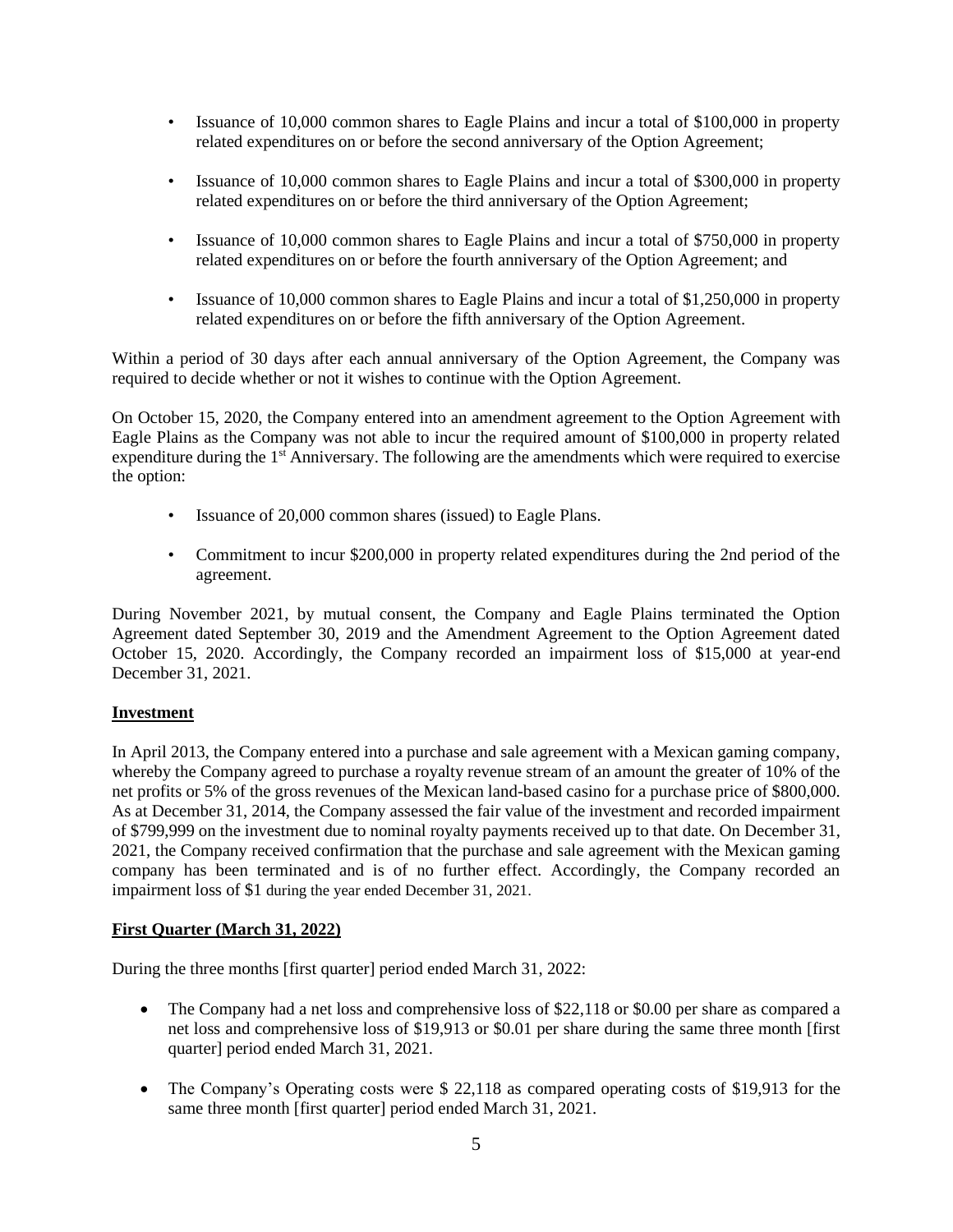- Issuance of 10,000 common shares to Eagle Plains and incur a total of $100,000 in property related expenditures on or before the second anniversary of the Option Agreement;
- Issuance of 10,000 common shares to Eagle Plains and incur a total of $300,000 in property related expenditures on or before the third anniversary of the Option Agreement;
- Issuance of 10,000 common shares to Eagle Plains and incur a total of $750,000 in property related expenditures on or before the fourth anniversary of the Option Agreement; and
- Issuance of 10,000 common shares to Eagle Plains and incur a total of $1,250,000 in property related expenditures on or before the fifth anniversary of the Option Agreement.

Within a period of 30 days after each annual anniversary of the Option Agreement, the Company was required to decide whether or not it wishes to continue with the Option Agreement.

On October 15, 2020, the Company entered into an amendment agreement to the Option Agreement with Eagle Plains as the Company was not able to incur the required amount of $100,000 in property related expenditure during the 1st Anniversary. The following are the amendments which were required to exercise the option:

- Issuance of 20,000 common shares (issued) to Eagle Plans.
- Commitment to incur $200,000 in property related expenditures during the 2nd period of the agreement.

During November 2021, by mutual consent, the Company and Eagle Plains terminated the Option Agreement dated September 30, 2019 and the Amendment Agreement to the Option Agreement dated October 15, 2020. Accordingly, the Company recorded an impairment loss of $15,000 at year-end December 31, 2021.

**Investment**

In April 2013, the Company entered into a purchase and sale agreement with a Mexican gaming company, whereby the Company agreed to purchase a royalty revenue stream of an amount the greater of 10% of the net profits or 5% of the gross revenues of the Mexican land-based casino for a purchase price of $800,000. As at December 31, 2014, the Company assessed the fair value of the investment and recorded impairment of $799,999 on the investment due to nominal royalty payments received up to that date. On December 31, 2021, the Company received confirmation that the purchase and sale agreement with the Mexican gaming company has been terminated and is of no further effect. Accordingly, the Company recorded an impairment loss of $1 during the year ended December 31, 2021.

**First Quarter (March 31, 2022)**

During the three months [first quarter] period ended March 31, 2022:

- The Company had a net loss and comprehensive loss of $22,118 or $0.00 per share as compared a net loss and comprehensive loss of $19,913 or $0.01 per share during the same three month [first quarter] period ended March 31, 2021.
- The Company's Operating costs were $ 22,118 as compared operating costs of $19,913 for the same three month [first quarter] period ended March 31, 2021.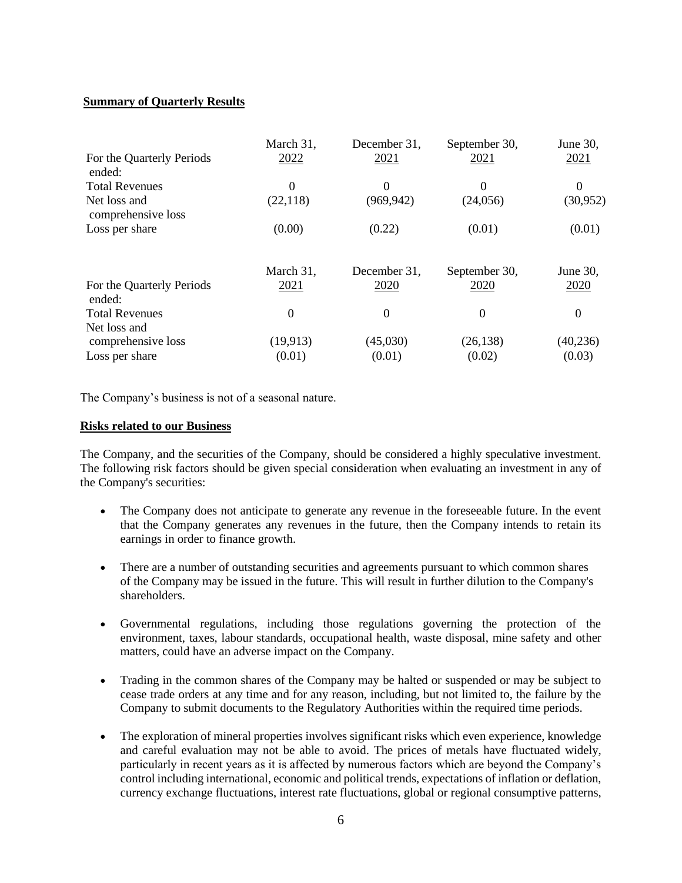**Summary of Quarterly Results**

| For the Quarterly Periods ended: | March 31, 2022 | December 31, 2021 | September 30, 2021 | June 30, 2021 |
|---|---|---|---|---|
| Total Revenues | 0 | 0 | 0 | 0 |
| Net loss and comprehensive loss | (22,118) | (969,942) | (24,056) | (30,952) |
| Loss per share | (0.00) | (0.22) | (0.01) | (0.01) |

| For the Quarterly Periods ended: | March 31, 2021 | December 31, 2020 | September 30, 2020 | June 30, 2020 |
|---|---|---|---|---|
| Total Revenues | 0 | 0 | 0 | 0 |
| Net loss and comprehensive loss | (19,913) | (45,030) | (26,138) | (40,236) |
| Loss per share | (0.01) | (0.01) | (0.02) | (0.03) |

The Company's business is not of a seasonal nature.

**Risks related to our Business**

The Company, and the securities of the Company, should be considered a highly speculative investment. The following risk factors should be given special consideration when evaluating an investment in any of the Company's securities:

- The Company does not anticipate to generate any revenue in the foreseeable future. In the event that the Company generates any revenues in the future, then the Company intends to retain its earnings in order to finance growth.
- There are a number of outstanding securities and agreements pursuant to which common shares of the Company may be issued in the future. This will result in further dilution to the Company's shareholders.
- Governmental regulations, including those regulations governing the protection of the environment, taxes, labour standards, occupational health, waste disposal, mine safety and other matters, could have an adverse impact on the Company.
- Trading in the common shares of the Company may be halted or suspended or may be subject to cease trade orders at any time and for any reason, including, but not limited to, the failure by the Company to submit documents to the Regulatory Authorities within the required time periods.
- The exploration of mineral properties involves significant risks which even experience, knowledge and careful evaluation may not be able to avoid. The prices of metals have fluctuated widely, particularly in recent years as it is affected by numerous factors which are beyond the Company's control including international, economic and political trends, expectations of inflation or deflation, currency exchange fluctuations, interest rate fluctuations, global or regional consumptive patterns,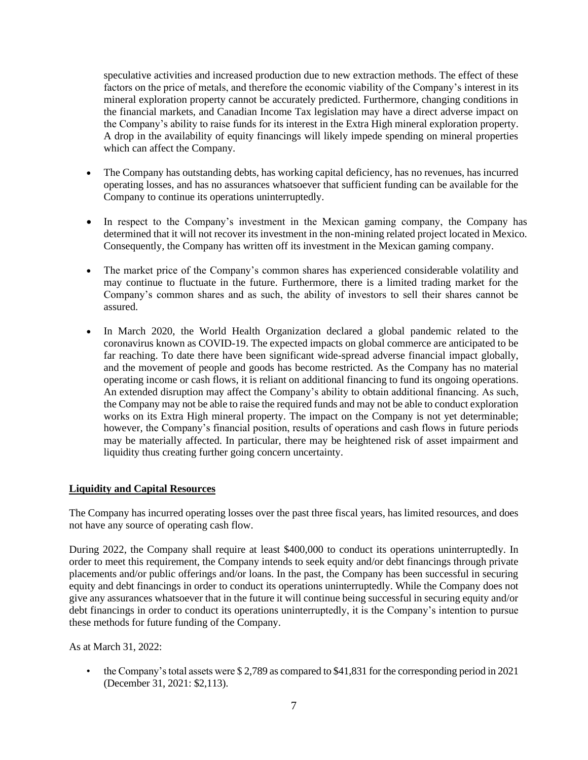speculative activities and increased production due to new extraction methods. The effect of these factors on the price of metals, and therefore the economic viability of the Company's interest in its mineral exploration property cannot be accurately predicted. Furthermore, changing conditions in the financial markets, and Canadian Income Tax legislation may have a direct adverse impact on the Company's ability to raise funds for its interest in the Extra High mineral exploration property. A drop in the availability of equity financings will likely impede spending on mineral properties which can affect the Company.

- The Company has outstanding debts, has working capital deficiency, has no revenues, has incurred operating losses, and has no assurances whatsoever that sufficient funding can be available for the Company to continue its operations uninterruptedly.

- In respect to the Company's investment in the Mexican gaming company, the Company has determined that it will not recover its investment in the non-mining related project located in Mexico. Consequently, the Company has written off its investment in the Mexican gaming company.

- The market price of the Company's common shares has experienced considerable volatility and may continue to fluctuate in the future. Furthermore, there is a limited trading market for the Company's common shares and as such, the ability of investors to sell their shares cannot be assured.

- In March 2020, the World Health Organization declared a global pandemic related to the coronavirus known as COVID-19. The expected impacts on global commerce are anticipated to be far reaching. To date there have been significant wide-spread adverse financial impact globally, and the movement of people and goods has become restricted. As the Company has no material operating income or cash flows, it is reliant on additional financing to fund its ongoing operations. An extended disruption may affect the Company's ability to obtain additional financing. As such, the Company may not be able to raise the required funds and may not be able to conduct exploration works on its Extra High mineral property. The impact on the Company is not yet determinable; however, the Company's financial position, results of operations and cash flows in future periods may be materially affected. In particular, there may be heightened risk of asset impairment and liquidity thus creating further going concern uncertainty.

## Liquidity and Capital Resources

The Company has incurred operating losses over the past three fiscal years, has limited resources, and does not have any source of operating cash flow.

During 2022, the Company shall require at least $400,000 to conduct its operations uninterruptedly. In order to meet this requirement, the Company intends to seek equity and/or debt financings through private placements and/or public offerings and/or loans. In the past, the Company has been successful in securing equity and debt financings in order to conduct its operations uninterruptedly. While the Company does not give any assurances whatsoever that in the future it will continue being successful in securing equity and/or debt financings in order to conduct its operations uninterruptedly, it is the Company's intention to pursue these methods for future funding of the Company.

As at March 31, 2022:

- the Company's total assets were $ 2,789 as compared to $41,831 for the corresponding period in 2021 (December 31, 2021: $2,113).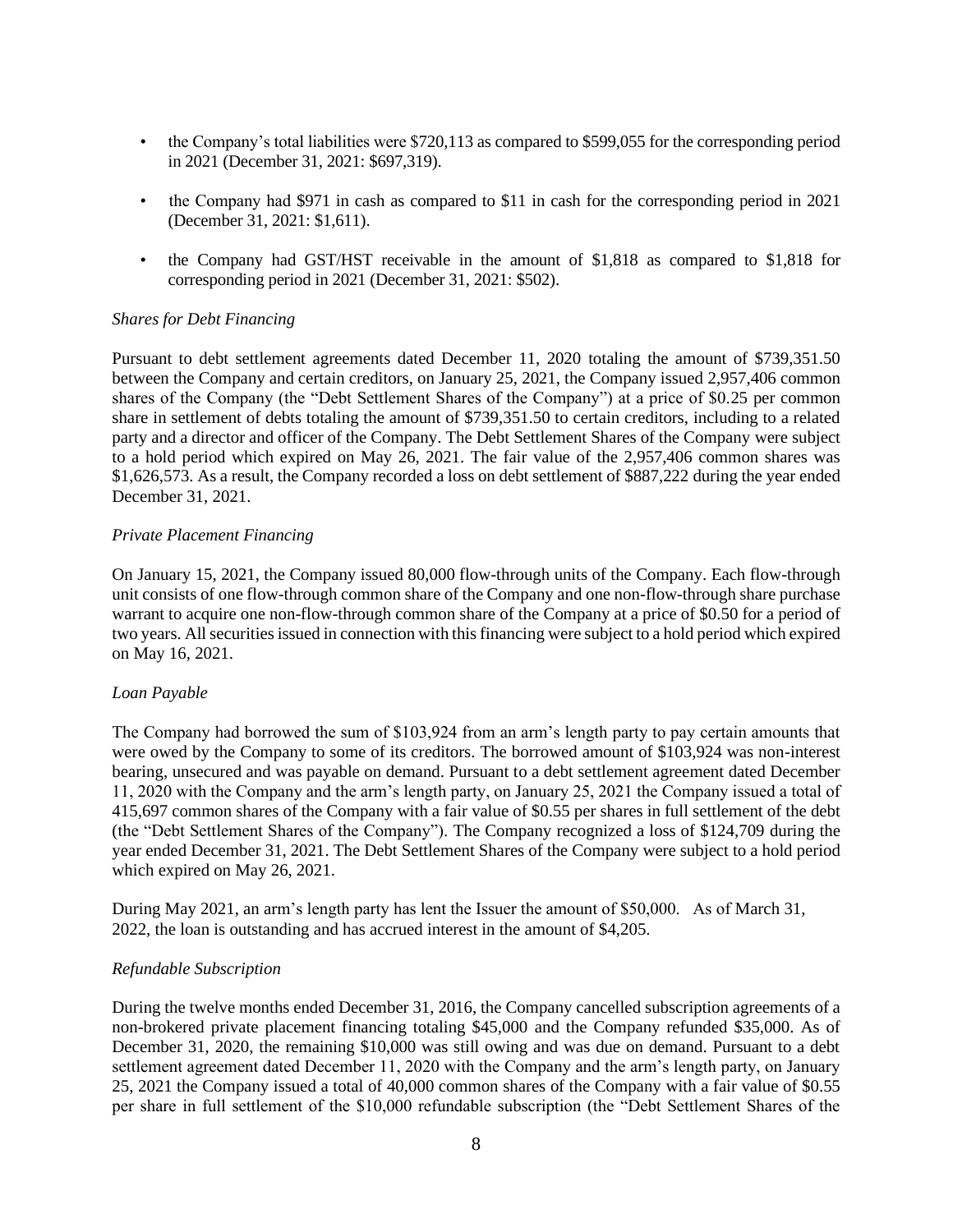- the Company's total liabilities were $720,113 as compared to $599,055 for the corresponding period in 2021 (December 31, 2021: $697,319).
- the Company had $971 in cash as compared to $11 in cash for the corresponding period in 2021 (December 31, 2021: $1,611).
- the Company had GST/HST receivable in the amount of $1,818 as compared to $1,818 for corresponding period in 2021 (December 31, 2021: $502).

*Shares for Debt Financing*

Pursuant to debt settlement agreements dated December 11, 2020 totaling the amount of $739,351.50 between the Company and certain creditors, on January 25, 2021, the Company issued 2,957,406 common shares of the Company (the "Debt Settlement Shares of the Company") at a price of $0.25 per common share in settlement of debts totaling the amount of $739,351.50 to certain creditors, including to a related party and a director and officer of the Company. The Debt Settlement Shares of the Company were subject to a hold period which expired on May 26, 2021. The fair value of the 2,957,406 common shares was $1,626,573. As a result, the Company recorded a loss on debt settlement of $887,222 during the year ended December 31, 2021.

*Private Placement Financing*

On January 15, 2021, the Company issued 80,000 flow-through units of the Company. Each flow-through unit consists of one flow-through common share of the Company and one non-flow-through share purchase warrant to acquire one non-flow-through common share of the Company at a price of $0.50 for a period of two years. All securities issued in connection with this financing were subject to a hold period which expired on May 16, 2021.

*Loan Payable*

The Company had borrowed the sum of $103,924 from an arm's length party to pay certain amounts that were owed by the Company to some of its creditors. The borrowed amount of $103,924 was non-interest bearing, unsecured and was payable on demand. Pursuant to a debt settlement agreement dated December 11, 2020 with the Company and the arm's length party, on January 25, 2021 the Company issued a total of 415,697 common shares of the Company with a fair value of $0.55 per shares in full settlement of the debt (the "Debt Settlement Shares of the Company"). The Company recognized a loss of $124,709 during the year ended December 31, 2021. The Debt Settlement Shares of the Company were subject to a hold period which expired on May 26, 2021.

During May 2021, an arm's length party has lent the Issuer the amount of $50,000. As of March 31, 2022, the loan is outstanding and has accrued interest in the amount of $4,205.

*Refundable Subscription*

During the twelve months ended December 31, 2016, the Company cancelled subscription agreements of a non-brokered private placement financing totaling $45,000 and the Company refunded $35,000. As of December 31, 2020, the remaining $10,000 was still owing and was due on demand. Pursuant to a debt settlement agreement dated December 11, 2020 with the Company and the arm's length party, on January 25, 2021 the Company issued a total of 40,000 common shares of the Company with a fair value of $0.55 per share in full settlement of the $10,000 refundable subscription (the "Debt Settlement Shares of the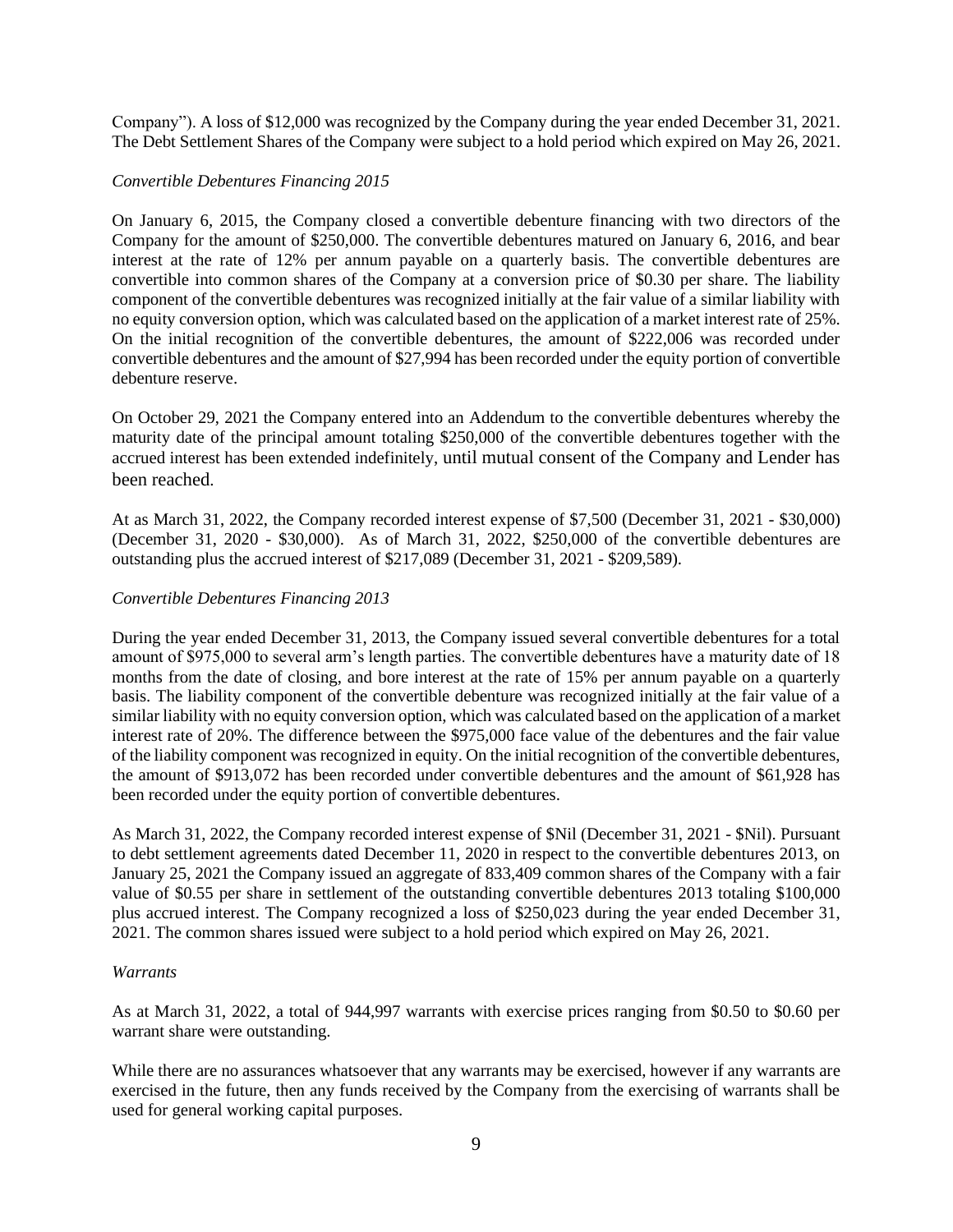Company"). A loss of $12,000 was recognized by the Company during the year ended December 31, 2021. The Debt Settlement Shares of the Company were subject to a hold period which expired on May 26, 2021.

*Convertible Debentures Financing 2015*

On January 6, 2015, the Company closed a convertible debenture financing with two directors of the Company for the amount of $250,000. The convertible debentures matured on January 6, 2016, and bear interest at the rate of 12% per annum payable on a quarterly basis. The convertible debentures are convertible into common shares of the Company at a conversion price of $0.30 per share. The liability component of the convertible debentures was recognized initially at the fair value of a similar liability with no equity conversion option, which was calculated based on the application of a market interest rate of 25%. On the initial recognition of the convertible debentures, the amount of $222,006 was recorded under convertible debentures and the amount of $27,994 has been recorded under the equity portion of convertible debenture reserve.

On October 29, 2021 the Company entered into an Addendum to the convertible debentures whereby the maturity date of the principal amount totaling $250,000 of the convertible debentures together with the accrued interest has been extended indefinitely, until mutual consent of the Company and Lender has been reached.

At as March 31, 2022, the Company recorded interest expense of $7,500 (December 31, 2021 - $30,000) (December 31, 2020 - $30,000). As of March 31, 2022, $250,000 of the convertible debentures are outstanding plus the accrued interest of $217,089 (December 31, 2021 - $209,589).

*Convertible Debentures Financing 2013*

During the year ended December 31, 2013, the Company issued several convertible debentures for a total amount of $975,000 to several arm's length parties. The convertible debentures have a maturity date of 18 months from the date of closing, and bore interest at the rate of 15% per annum payable on a quarterly basis. The liability component of the convertible debenture was recognized initially at the fair value of a similar liability with no equity conversion option, which was calculated based on the application of a market interest rate of 20%. The difference between the $975,000 face value of the debentures and the fair value of the liability component was recognized in equity. On the initial recognition of the convertible debentures, the amount of $913,072 has been recorded under convertible debentures and the amount of $61,928 has been recorded under the equity portion of convertible debentures.

As March 31, 2022, the Company recorded interest expense of $Nil (December 31, 2021 - $Nil). Pursuant to debt settlement agreements dated December 11, 2020 in respect to the convertible debentures 2013, on January 25, 2021 the Company issued an aggregate of 833,409 common shares of the Company with a fair value of $0.55 per share in settlement of the outstanding convertible debentures 2013 totaling $100,000 plus accrued interest. The Company recognized a loss of $250,023 during the year ended December 31, 2021. The common shares issued were subject to a hold period which expired on May 26, 2021.

*Warrants*

As at March 31, 2022, a total of 944,997 warrants with exercise prices ranging from $0.50 to $0.60 per warrant share were outstanding.

While there are no assurances whatsoever that any warrants may be exercised, however if any warrants are exercised in the future, then any funds received by the Company from the exercising of warrants shall be used for general working capital purposes.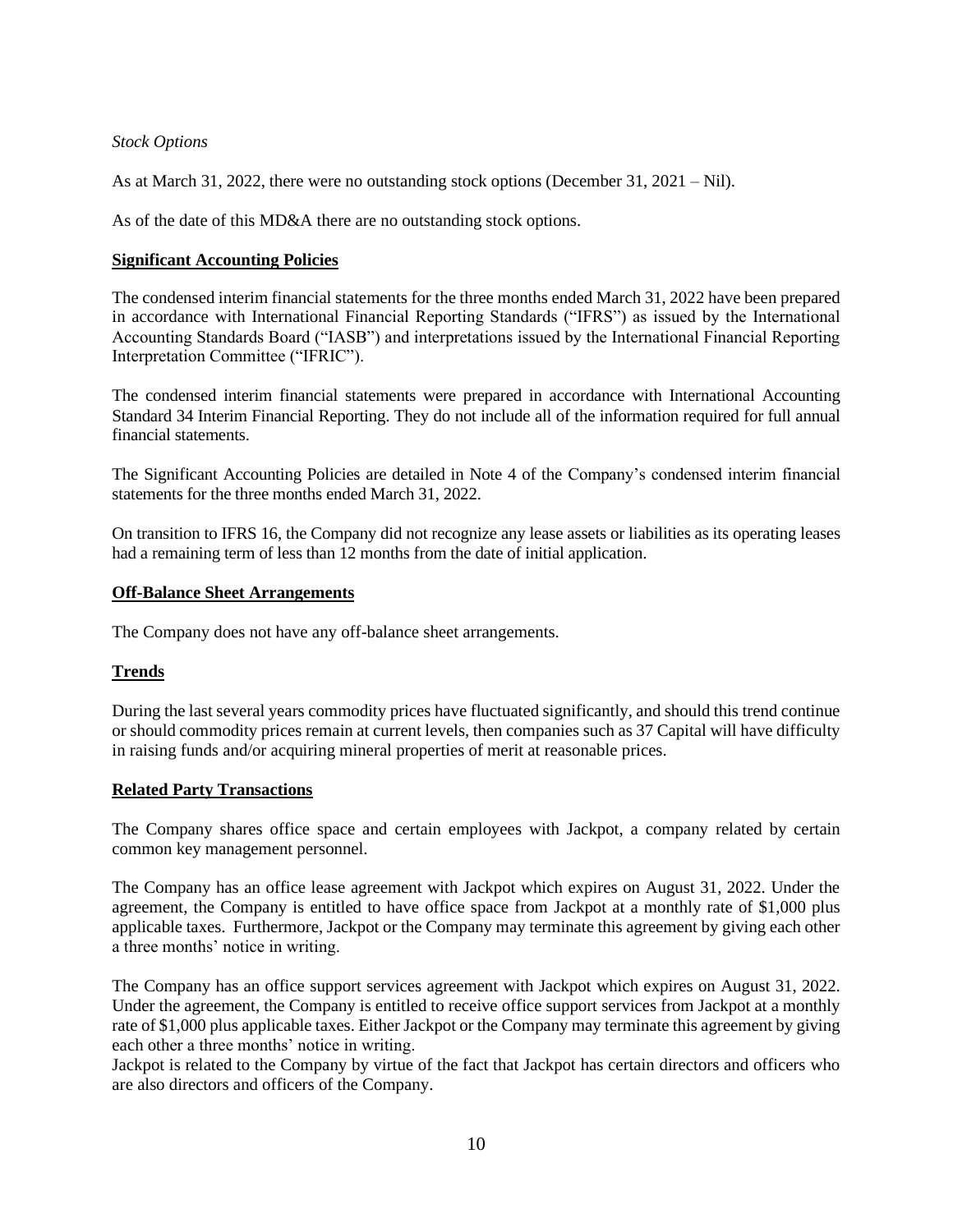*Stock Options*

As at March 31, 2022, there were no outstanding stock options (December 31, 2021 – Nil).

As of the date of this MD&A there are no outstanding stock options.

## Significant Accounting Policies

The condensed interim financial statements for the three months ended March 31, 2022 have been prepared in accordance with International Financial Reporting Standards ("IFRS") as issued by the International Accounting Standards Board ("IASB") and interpretations issued by the International Financial Reporting Interpretation Committee ("IFRIC").

The condensed interim financial statements were prepared in accordance with International Accounting Standard 34 Interim Financial Reporting. They do not include all of the information required for full annual financial statements.

The Significant Accounting Policies are detailed in Note 4 of the Company's condensed interim financial statements for the three months ended March 31, 2022.

On transition to IFRS 16, the Company did not recognize any lease assets or liabilities as its operating leases had a remaining term of less than 12 months from the date of initial application.

## Off-Balance Sheet Arrangements

The Company does not have any off-balance sheet arrangements.

## Trends

During the last several years commodity prices have fluctuated significantly, and should this trend continue or should commodity prices remain at current levels, then companies such as 37 Capital will have difficulty in raising funds and/or acquiring mineral properties of merit at reasonable prices.

## Related Party Transactions

The Company shares office space and certain employees with Jackpot, a company related by certain common key management personnel.

The Company has an office lease agreement with Jackpot which expires on August 31, 2022. Under the agreement, the Company is entitled to have office space from Jackpot at a monthly rate of $1,000 plus applicable taxes. Furthermore, Jackpot or the Company may terminate this agreement by giving each other a three months' notice in writing.

The Company has an office support services agreement with Jackpot which expires on August 31, 2022. Under the agreement, the Company is entitled to receive office support services from Jackpot at a monthly rate of $1,000 plus applicable taxes. Either Jackpot or the Company may terminate this agreement by giving each other a three months' notice in writing.
Jackpot is related to the Company by virtue of the fact that Jackpot has certain directors and officers who are also directors and officers of the Company.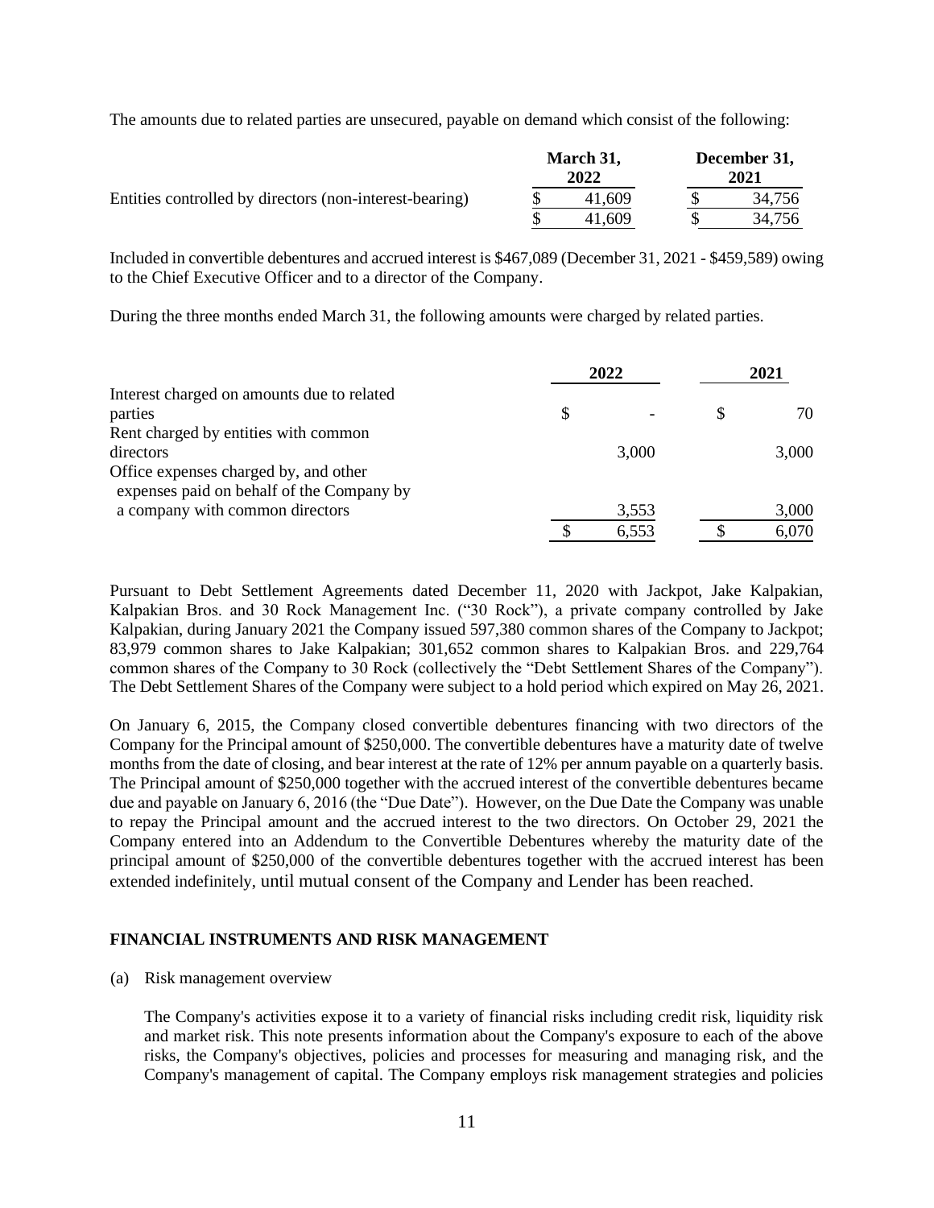The amounts due to related parties are unsecured, payable on demand which consist of the following:

| | March 31, 2022 | December 31, 2021 |
|---|---|---|
| Entities controlled by directors (non-interest-bearing) | $ 41,609 | $ 34,756 |
| | $ 41,609 | $ 34,756 |

Included in convertible debentures and accrued interest is $467,089 (December 31, 2021 - $459,589) owing to the Chief Executive Officer and to a director of the Company.

During the three months ended March 31, the following amounts were charged by related parties.

| | 2022 | 2021 |
|---|---|---|
| Interest charged on amounts due to related parties | $ - | $ 70 |
| Rent charged by entities with common directors | 3,000 | 3,000 |
| Office expenses charged by, and other expenses paid on behalf of the Company by a company with common directors | 3,553 | 3,000 |
| | $ 6,553 | $ 6,070 |

Pursuant to Debt Settlement Agreements dated December 11, 2020 with Jackpot, Jake Kalpakian, Kalpakian Bros. and 30 Rock Management Inc. ("30 Rock"), a private company controlled by Jake Kalpakian, during January 2021 the Company issued 597,380 common shares of the Company to Jackpot; 83,979 common shares to Jake Kalpakian; 301,652 common shares to Kalpakian Bros. and 229,764 common shares of the Company to 30 Rock (collectively the "Debt Settlement Shares of the Company"). The Debt Settlement Shares of the Company were subject to a hold period which expired on May 26, 2021.

On January 6, 2015, the Company closed convertible debentures financing with two directors of the Company for the Principal amount of $250,000. The convertible debentures have a maturity date of twelve months from the date of closing, and bear interest at the rate of 12% per annum payable on a quarterly basis. The Principal amount of $250,000 together with the accrued interest of the convertible debentures became due and payable on January 6, 2016 (the "Due Date"). However, on the Due Date the Company was unable to repay the Principal amount and the accrued interest to the two directors. On October 29, 2021 the Company entered into an Addendum to the Convertible Debentures whereby the maturity date of the principal amount of $250,000 of the convertible debentures together with the accrued interest has been extended indefinitely, until mutual consent of the Company and Lender has been reached.

**FINANCIAL INSTRUMENTS AND RISK MANAGEMENT**

(a) Risk management overview

The Company's activities expose it to a variety of financial risks including credit risk, liquidity risk and market risk. This note presents information about the Company's exposure to each of the above risks, the Company's objectives, policies and processes for measuring and managing risk, and the Company's management of capital. The Company employs risk management strategies and policies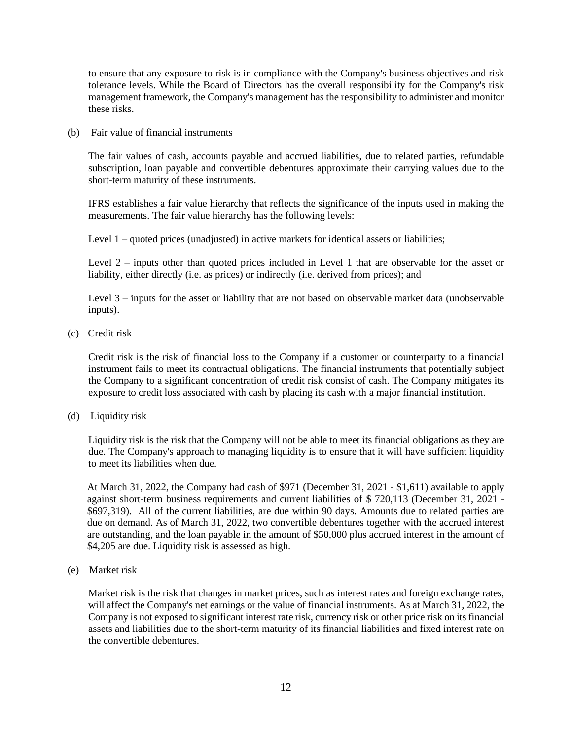to ensure that any exposure to risk is in compliance with the Company's business objectives and risk tolerance levels. While the Board of Directors has the overall responsibility for the Company's risk management framework, the Company's management has the responsibility to administer and monitor these risks.

(b) Fair value of financial instruments

The fair values of cash, accounts payable and accrued liabilities, due to related parties, refundable subscription, loan payable and convertible debentures approximate their carrying values due to the short-term maturity of these instruments.

IFRS establishes a fair value hierarchy that reflects the significance of the inputs used in making the measurements. The fair value hierarchy has the following levels:

Level 1 – quoted prices (unadjusted) in active markets for identical assets or liabilities;

Level 2 – inputs other than quoted prices included in Level 1 that are observable for the asset or liability, either directly (i.e. as prices) or indirectly (i.e. derived from prices); and

Level 3 – inputs for the asset or liability that are not based on observable market data (unobservable inputs).

(c) Credit risk

Credit risk is the risk of financial loss to the Company if a customer or counterparty to a financial instrument fails to meet its contractual obligations. The financial instruments that potentially subject the Company to a significant concentration of credit risk consist of cash. The Company mitigates its exposure to credit loss associated with cash by placing its cash with a major financial institution.

(d) Liquidity risk

Liquidity risk is the risk that the Company will not be able to meet its financial obligations as they are due. The Company's approach to managing liquidity is to ensure that it will have sufficient liquidity to meet its liabilities when due.

At March 31, 2022, the Company had cash of $971 (December 31, 2021 - $1,611) available to apply against short-term business requirements and current liabilities of $ 720,113 (December 31, 2021 - $697,319). All of the current liabilities, are due within 90 days. Amounts due to related parties are due on demand. As of March 31, 2022, two convertible debentures together with the accrued interest are outstanding, and the loan payable in the amount of $50,000 plus accrued interest in the amount of $4,205 are due. Liquidity risk is assessed as high.

(e) Market risk

Market risk is the risk that changes in market prices, such as interest rates and foreign exchange rates, will affect the Company's net earnings or the value of financial instruments. As at March 31, 2022, the Company is not exposed to significant interest rate risk, currency risk or other price risk on its financial assets and liabilities due to the short-term maturity of its financial liabilities and fixed interest rate on the convertible debentures.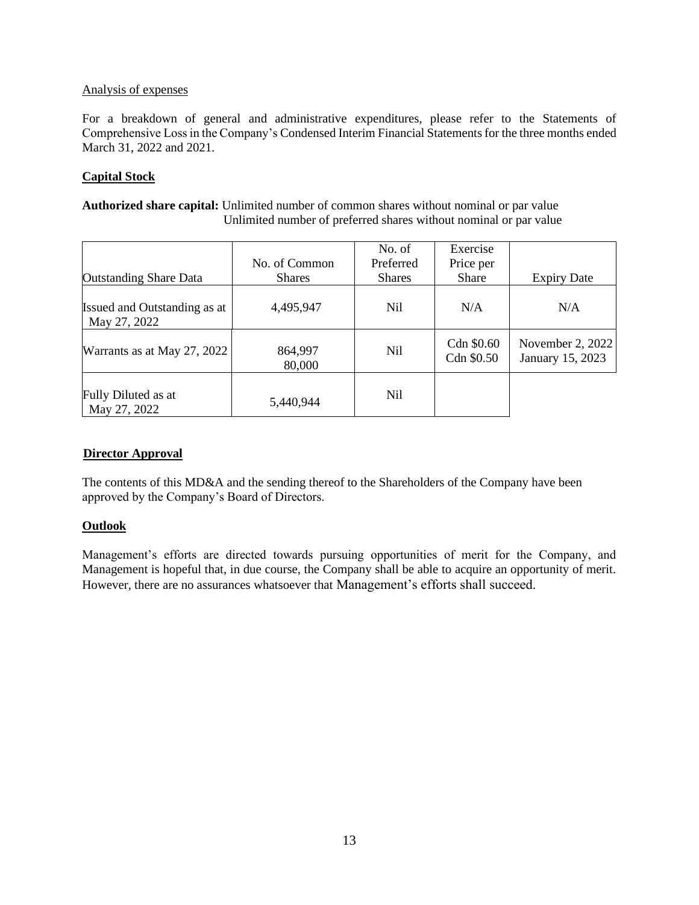Analysis of expenses

For a breakdown of general and administrative expenditures, please refer to the Statements of Comprehensive Loss in the Company's Condensed Interim Financial Statements for the three months ended March 31, 2022 and 2021.

**Capital Stock**

**Authorized share capital:** Unlimited number of common shares without nominal or par value
Unlimited number of preferred shares without nominal or par value

| Outstanding Share Data | No. of Common Shares | No. of Preferred Shares | Exercise Price per Share | Expiry Date |
|---|---|---|---|---|
| Issued and Outstanding as at May 27, 2022 | 4,495,947 | Nil | N/A | N/A |
| Warrants as at May 27, 2022 | 864,997<br>80,000 | Nil | Cdn $0.60<br>Cdn $0.50 | November 2, 2022<br>January 15, 2023 |
| Fully Diluted as at May 27, 2022 | 5,440,944 | Nil | | |

**Director Approval**

The contents of this MD&A and the sending thereof to the Shareholders of the Company have been approved by the Company's Board of Directors.

**Outlook**

Management's efforts are directed towards pursuing opportunities of merit for the Company, and Management is hopeful that, in due course, the Company shall be able to acquire an opportunity of merit. However, there are no assurances whatsoever that Management's efforts shall succeed.